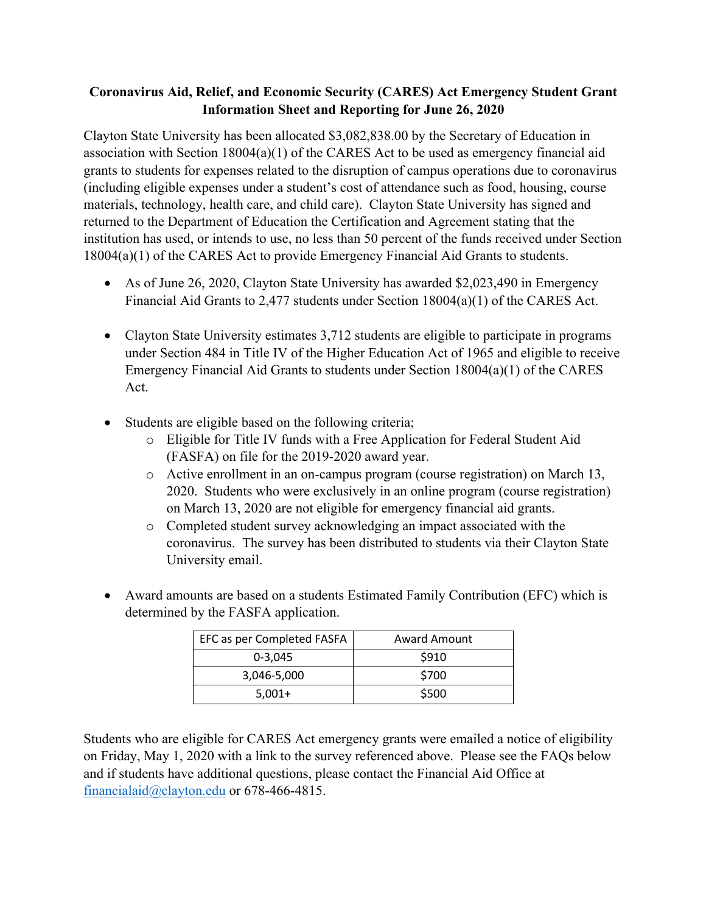# Coronavirus Aid, Relief, and Economic Security (CARES) Act Emergency Student Grant Information Sheet and Reporting for June 26, 2020

Clayton State University has been allocated $3,082,838.00 by the Secretary of Education in association with Section 18004(a)(1) of the CARES Act to be used as emergency financial aid grants to students for expenses related to the disruption of campus operations due to coronavirus (including eligible expenses under a student's cost of attendance such as food, housing, course materials, technology, health care, and child care). Clayton State University has signed and returned to the Department of Education the Certification and Agreement stating that the institution has used, or intends to use, no less than 50 percent of the funds received under Section 18004(a)(1) of the CARES Act to provide Emergency Financial Aid Grants to students.

- As of June 26, 2020, Clayton State University has awarded $2,023,490 in Emergency Financial Aid Grants to 2,477 students under Section 18004(a)(1) of the CARES Act.

- Clayton State University estimates 3,712 students are eligible to participate in programs under Section 484 in Title IV of the Higher Education Act of 1965 and eligible to receive Emergency Financial Aid Grants to students under Section 18004(a)(1) of the CARES Act.

- Students are eligible based on the following criteria;
  - Eligible for Title IV funds with a Free Application for Federal Student Aid (FASFA) on file for the 2019-2020 award year.
  - Active enrollment in an on-campus program (course registration) on March 13, 2020. Students who were exclusively in an online program (course registration) on March 13, 2020 are not eligible for emergency financial aid grants.
  - Completed student survey acknowledging an impact associated with the coronavirus. The survey has been distributed to students via their Clayton State University email.

- Award amounts are based on a students Estimated Family Contribution (EFC) which is determined by the FASFA application.

| EFC as per Completed FASFA | Award Amount |
|---|---|
| 0-3,045 | $910 |
| 3,046-5,000 | $700 |
| 5,001+ | $500 |

Students who are eligible for CARES Act emergency grants were emailed a notice of eligibility on Friday, May 1, 2020 with a link to the survey referenced above. Please see the FAQs below and if students have additional questions, please contact the Financial Aid Office at financialaid@clayton.edu or 678-466-4815.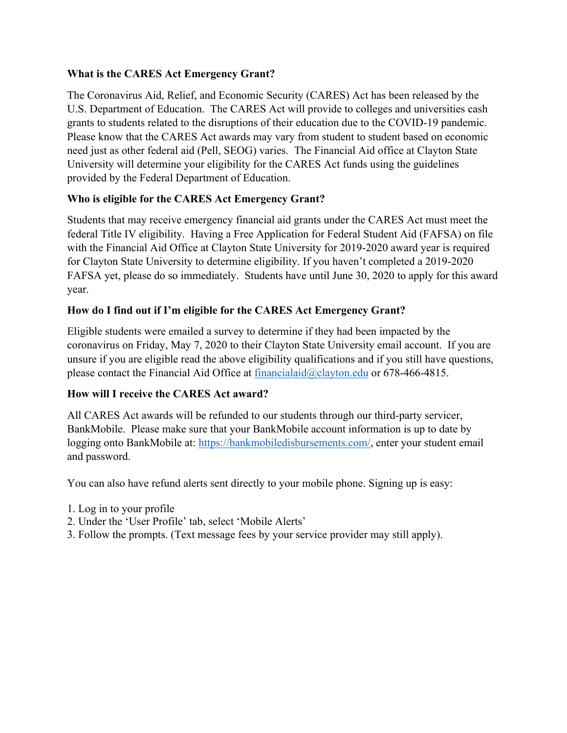**What is the CARES Act Emergency Grant?**

The Coronavirus Aid, Relief, and Economic Security (CARES) Act has been released by the U.S. Department of Education. The CARES Act will provide to colleges and universities cash grants to students related to the disruptions of their education due to the COVID-19 pandemic. Please know that the CARES Act awards may vary from student to student based on economic need just as other federal aid (Pell, SEOG) varies. The Financial Aid office at Clayton State University will determine your eligibility for the CARES Act funds using the guidelines provided by the Federal Department of Education.

**Who is eligible for the CARES Act Emergency Grant?**

Students that may receive emergency financial aid grants under the CARES Act must meet the federal Title IV eligibility. Having a Free Application for Federal Student Aid (FAFSA) on file with the Financial Aid Office at Clayton State University for 2019-2020 award year is required for Clayton State University to determine eligibility. If you haven't completed a 2019-2020 FAFSA yet, please do so immediately. Students have until June 30, 2020 to apply for this award year.

**How do I find out if I'm eligible for the CARES Act Emergency Grant?**

Eligible students were emailed a survey to determine if they had been impacted by the coronavirus on Friday, May 7, 2020 to their Clayton State University email account. If you are unsure if you are eligible read the above eligibility qualifications and if you still have questions, please contact the Financial Aid Office at financialaid@clayton.edu or 678-466-4815.

**How will I receive the CARES Act award?**

All CARES Act awards will be refunded to our students through our third-party servicer, BankMobile. Please make sure that your BankMobile account information is up to date by logging onto BankMobile at: https://bankmobiledisbursements.com/, enter your student email and password.

You can also have refund alerts sent directly to your mobile phone. Signing up is easy:

1. Log in to your profile
2. Under the 'User Profile' tab, select 'Mobile Alerts'
3. Follow the prompts. (Text message fees by your service provider may still apply).